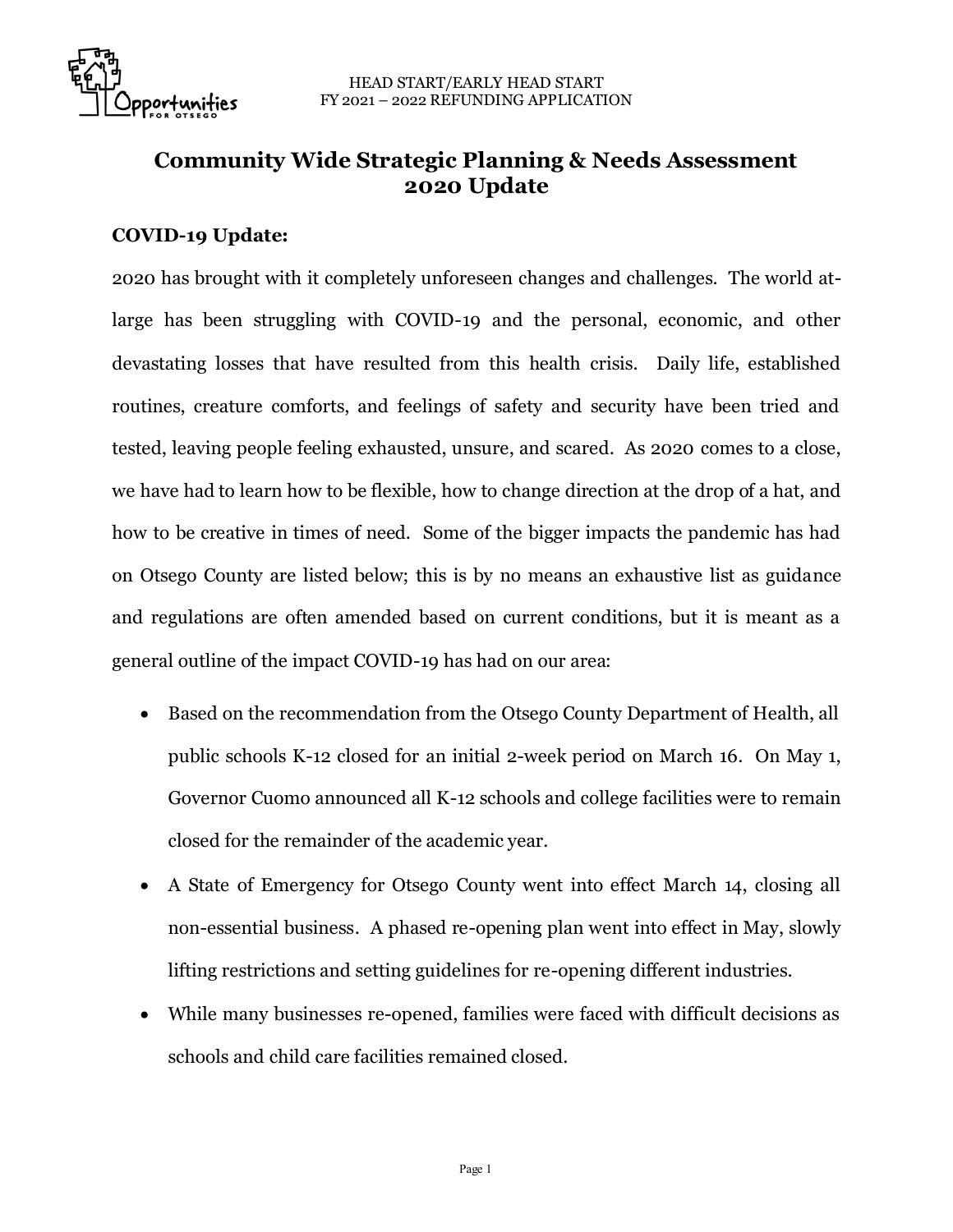# Community Wide Strategic Planning & Needs Assessment 2020 Update

**COVID-19 Update:**

2020 has brought with it completely unforeseen changes and challenges. The world at-large has been struggling with COVID-19 and the personal, economic, and other devastating losses that have resulted from this health crisis. Daily life, established routines, creature comforts, and feelings of safety and security have been tried and tested, leaving people feeling exhausted, unsure, and scared. As 2020 comes to a close, we have had to learn how to be flexible, how to change direction at the drop of a hat, and how to be creative in times of need. Some of the bigger impacts the pandemic has had on Otsego County are listed below; this is by no means an exhaustive list as guidance and regulations are often amended based on current conditions, but it is meant as a general outline of the impact COVID-19 has had on our area:

- Based on the recommendation from the Otsego County Department of Health, all public schools K-12 closed for an initial 2-week period on March 16. On May 1, Governor Cuomo announced all K-12 schools and college facilities were to remain closed for the remainder of the academic year.
- A State of Emergency for Otsego County went into effect March 14, closing all non-essential business. A phased re-opening plan went into effect in May, slowly lifting restrictions and setting guidelines for re-opening different industries.
- While many businesses re-opened, families were faced with difficult decisions as schools and child care facilities remained closed.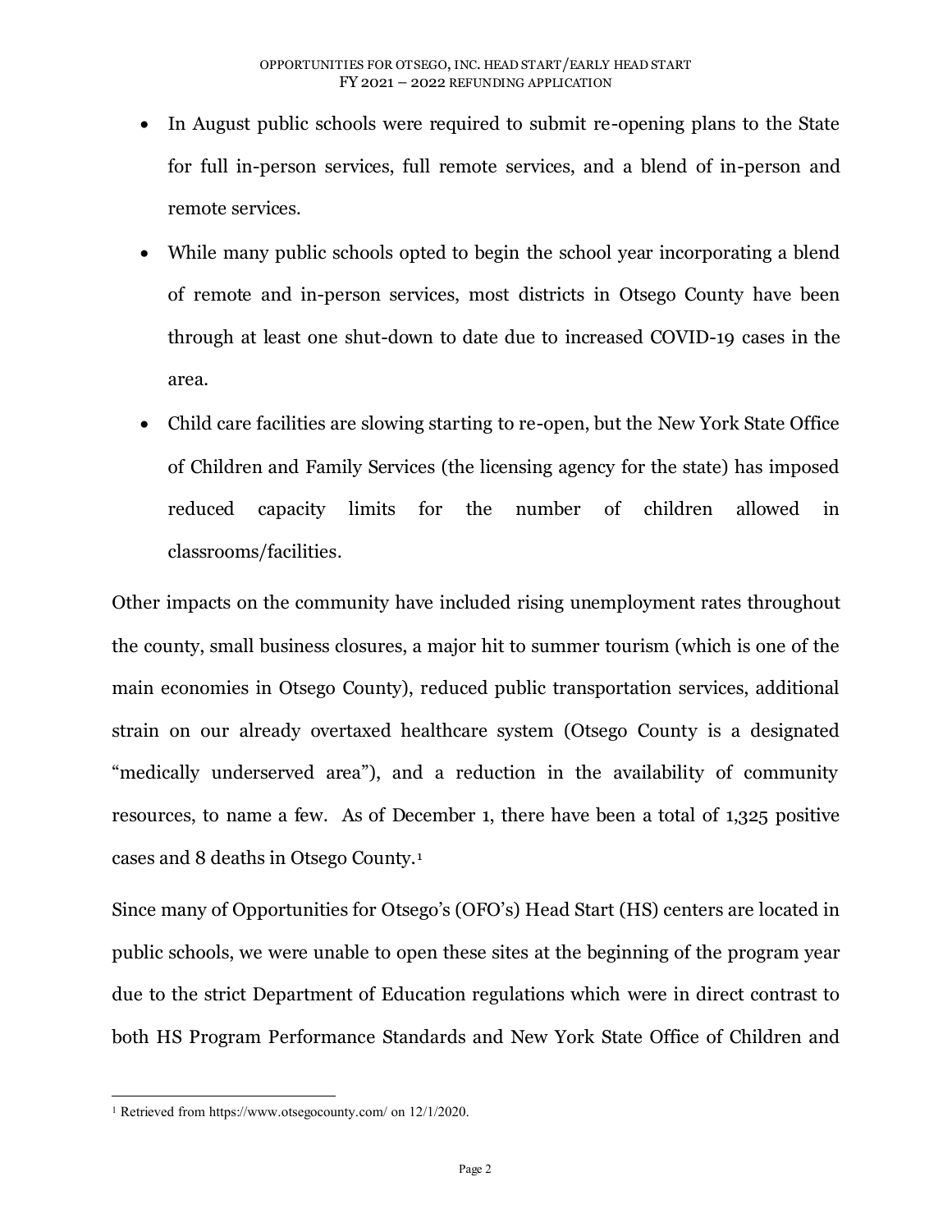- In August public schools were required to submit re-opening plans to the State for full in-person services, full remote services, and a blend of in-person and remote services.
- While many public schools opted to begin the school year incorporating a blend of remote and in-person services, most districts in Otsego County have been through at least one shut-down to date due to increased COVID-19 cases in the area.
- Child care facilities are slowing starting to re-open, but the New York State Office of Children and Family Services (the licensing agency for the state) has imposed reduced capacity limits for the number of children allowed in classrooms/facilities.

Other impacts on the community have included rising unemployment rates throughout the county, small business closures, a major hit to summer tourism (which is one of the main economies in Otsego County), reduced public transportation services, additional strain on our already overtaxed healthcare system (Otsego County is a designated "medically underserved area"), and a reduction in the availability of community resources, to name a few. As of December 1, there have been a total of 1,325 positive cases and 8 deaths in Otsego County.[1]

Since many of Opportunities for Otsego's (OFO's) Head Start (HS) centers are located in public schools, we were unable to open these sites at the beginning of the program year due to the strict Department of Education regulations which were in direct contrast to both HS Program Performance Standards and New York State Office of Children and

[1] Retrieved from https://www.otsegocounty.com/ on 12/1/2020.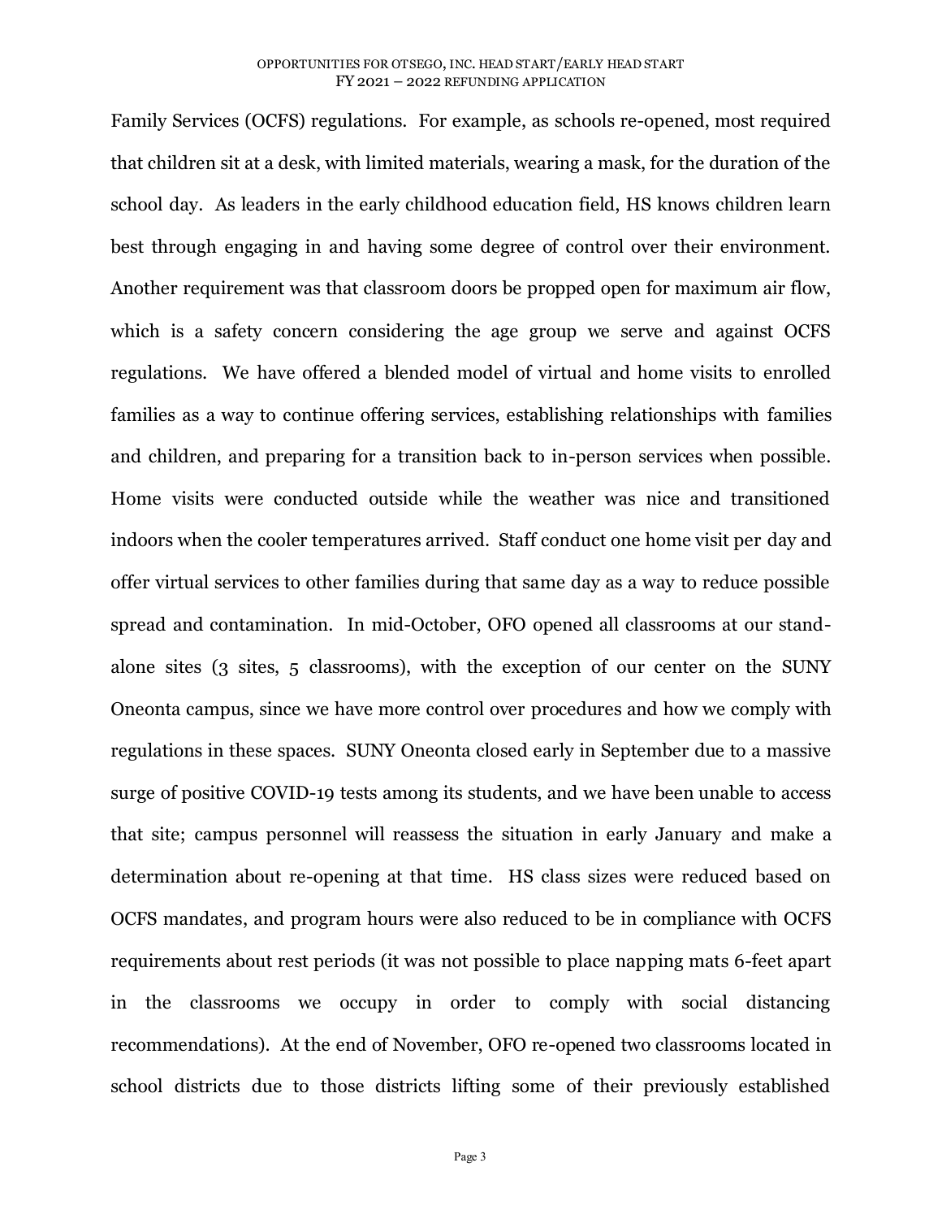Family Services (OCFS) regulations. For example, as schools re-opened, most required that children sit at a desk, with limited materials, wearing a mask, for the duration of the school day. As leaders in the early childhood education field, HS knows children learn best through engaging in and having some degree of control over their environment. Another requirement was that classroom doors be propped open for maximum air flow, which is a safety concern considering the age group we serve and against OCFS regulations. We have offered a blended model of virtual and home visits to enrolled families as a way to continue offering services, establishing relationships with families and children, and preparing for a transition back to in-person services when possible. Home visits were conducted outside while the weather was nice and transitioned indoors when the cooler temperatures arrived. Staff conduct one home visit per day and offer virtual services to other families during that same day as a way to reduce possible spread and contamination. In mid-October, OFO opened all classrooms at our stand-alone sites (3 sites, 5 classrooms), with the exception of our center on the SUNY Oneonta campus, since we have more control over procedures and how we comply with regulations in these spaces. SUNY Oneonta closed early in September due to a massive surge of positive COVID-19 tests among its students, and we have been unable to access that site; campus personnel will reassess the situation in early January and make a determination about re-opening at that time. HS class sizes were reduced based on OCFS mandates, and program hours were also reduced to be in compliance with OCFS requirements about rest periods (it was not possible to place napping mats 6-feet apart in the classrooms we occupy in order to comply with social distancing recommendations). At the end of November, OFO re-opened two classrooms located in school districts due to those districts lifting some of their previously established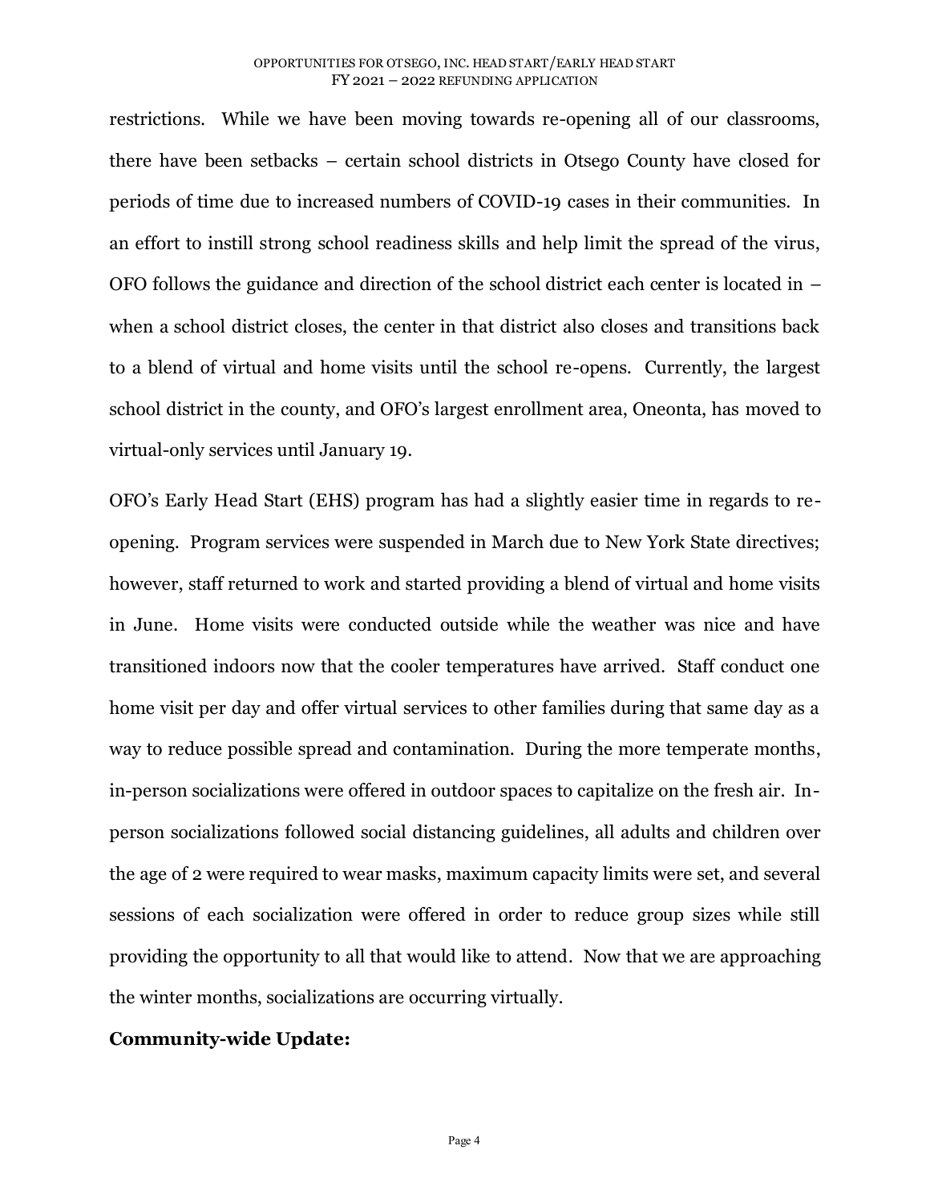restrictions. While we have been moving towards re-opening all of our classrooms, there have been setbacks – certain school districts in Otsego County have closed for periods of time due to increased numbers of COVID-19 cases in their communities. In an effort to instill strong school readiness skills and help limit the spread of the virus, OFO follows the guidance and direction of the school district each center is located in – when a school district closes, the center in that district also closes and transitions back to a blend of virtual and home visits until the school re-opens. Currently, the largest school district in the county, and OFO's largest enrollment area, Oneonta, has moved to virtual-only services until January 19.

OFO's Early Head Start (EHS) program has had a slightly easier time in regards to re-opening. Program services were suspended in March due to New York State directives; however, staff returned to work and started providing a blend of virtual and home visits in June. Home visits were conducted outside while the weather was nice and have transitioned indoors now that the cooler temperatures have arrived. Staff conduct one home visit per day and offer virtual services to other families during that same day as a way to reduce possible spread and contamination. During the more temperate months, in-person socializations were offered in outdoor spaces to capitalize on the fresh air. In-person socializations followed social distancing guidelines, all adults and children over the age of 2 were required to wear masks, maximum capacity limits were set, and several sessions of each socialization were offered in order to reduce group sizes while still providing the opportunity to all that would like to attend. Now that we are approaching the winter months, socializations are occurring virtually.

**Community-wide Update:**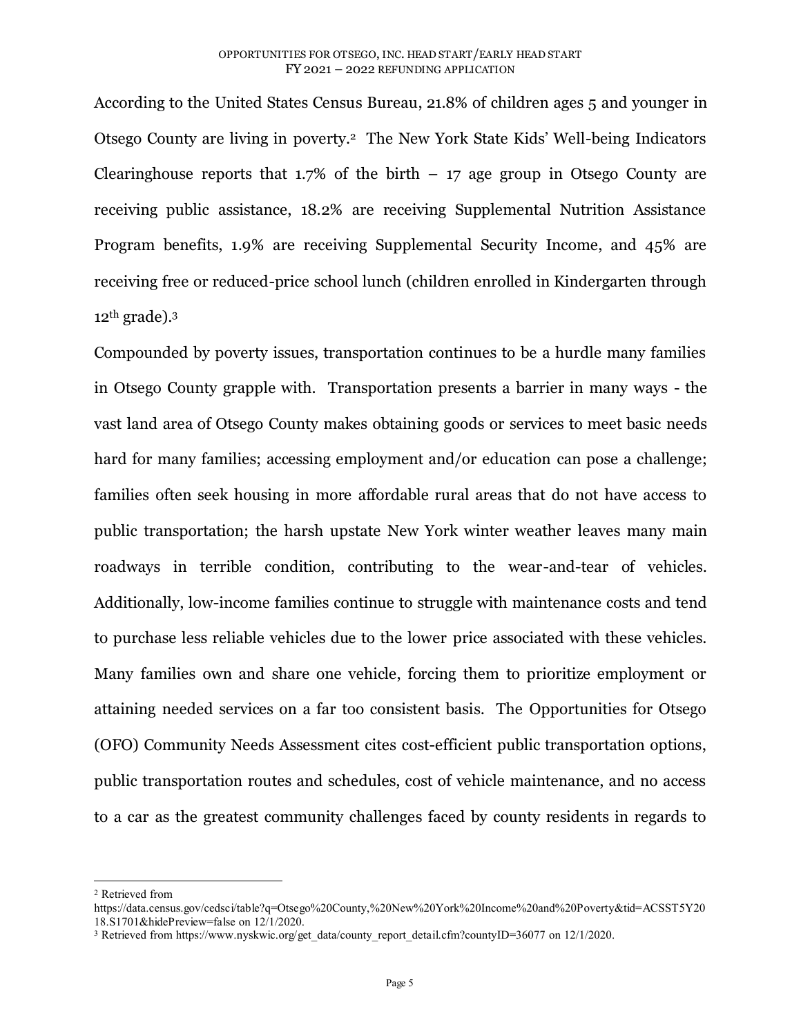According to the United States Census Bureau, 21.8% of children ages 5 and younger in Otsego County are living in poverty.[2] The New York State Kids' Well-being Indicators Clearinghouse reports that 1.7% of the birth – 17 age group in Otsego County are receiving public assistance, 18.2% are receiving Supplemental Nutrition Assistance Program benefits, 1.9% are receiving Supplemental Security Income, and 45% are receiving free or reduced-price school lunch (children enrolled in Kindergarten through 12th grade).[3]

Compounded by poverty issues, transportation continues to be a hurdle many families in Otsego County grapple with. Transportation presents a barrier in many ways - the vast land area of Otsego County makes obtaining goods or services to meet basic needs hard for many families; accessing employment and/or education can pose a challenge; families often seek housing in more affordable rural areas that do not have access to public transportation; the harsh upstate New York winter weather leaves many main roadways in terrible condition, contributing to the wear-and-tear of vehicles. Additionally, low-income families continue to struggle with maintenance costs and tend to purchase less reliable vehicles due to the lower price associated with these vehicles. Many families own and share one vehicle, forcing them to prioritize employment or attaining needed services on a far too consistent basis. The Opportunities for Otsego (OFO) Community Needs Assessment cites cost-efficient public transportation options, public transportation routes and schedules, cost of vehicle maintenance, and no access to a car as the greatest community challenges faced by county residents in regards to

---

[2] Retrieved from https://data.census.gov/cedsci/table?q=Otsego%20County,%20New%20York%20Income%20and%20Poverty&tid=ACSST5Y2018.S1701&hidePreview=false on 12/1/2020.

[3] Retrieved from https://www.nyskwic.org/get_data/county_report_detail.cfm?countyID=36077 on 12/1/2020.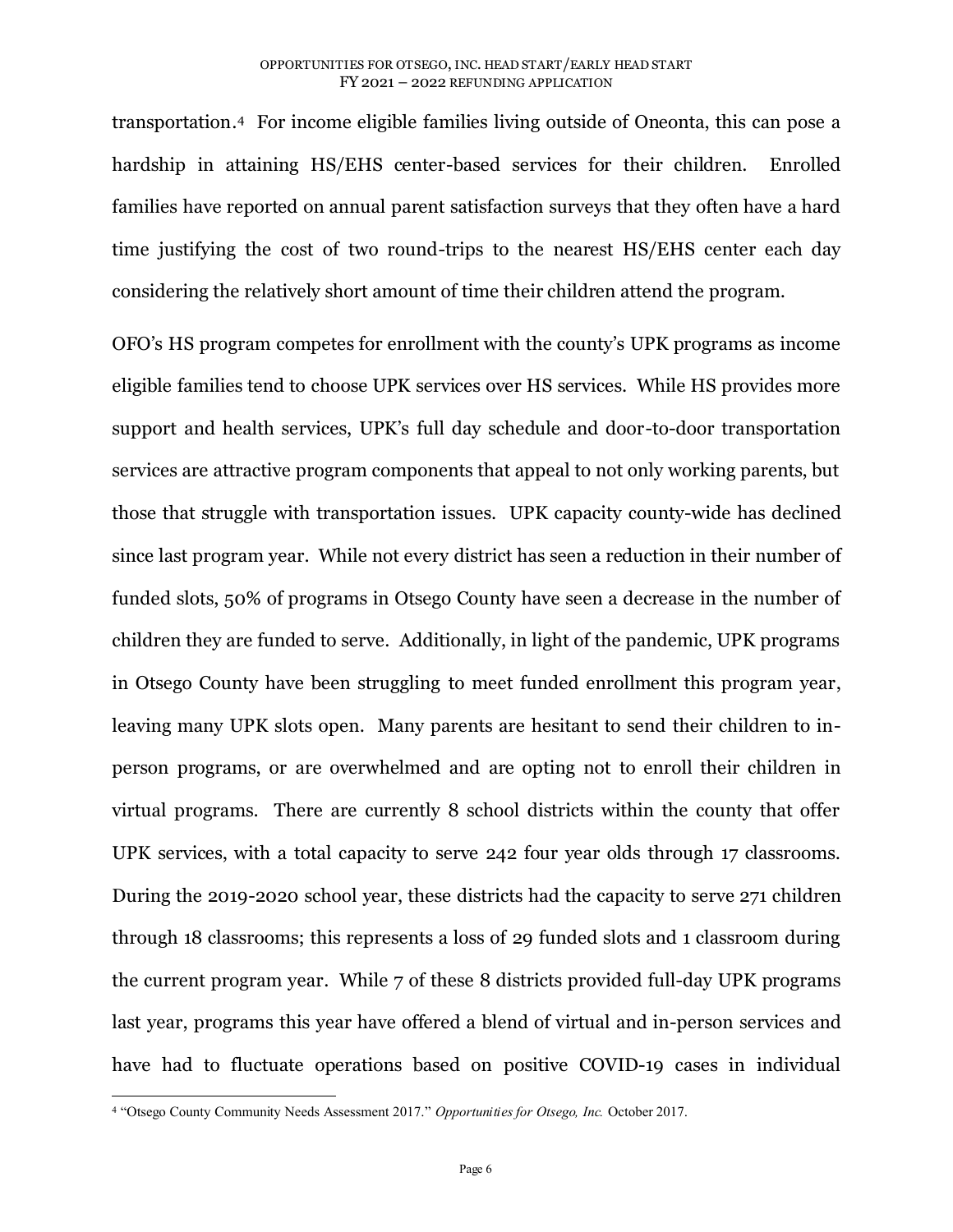transportation.[4] For income eligible families living outside of Oneonta, this can pose a hardship in attaining HS/EHS center-based services for their children. Enrolled families have reported on annual parent satisfaction surveys that they often have a hard time justifying the cost of two round-trips to the nearest HS/EHS center each day considering the relatively short amount of time their children attend the program.

OFO's HS program competes for enrollment with the county's UPK programs as income eligible families tend to choose UPK services over HS services. While HS provides more support and health services, UPK's full day schedule and door-to-door transportation services are attractive program components that appeal to not only working parents, but those that struggle with transportation issues. UPK capacity county-wide has declined since last program year. While not every district has seen a reduction in their number of funded slots, 50% of programs in Otsego County have seen a decrease in the number of children they are funded to serve. Additionally, in light of the pandemic, UPK programs in Otsego County have been struggling to meet funded enrollment this program year, leaving many UPK slots open. Many parents are hesitant to send their children to in-person programs, or are overwhelmed and are opting not to enroll their children in virtual programs. There are currently 8 school districts within the county that offer UPK services, with a total capacity to serve 242 four year olds through 17 classrooms. During the 2019-2020 school year, these districts had the capacity to serve 271 children through 18 classrooms; this represents a loss of 29 funded slots and 1 classroom during the current program year. While 7 of these 8 districts provided full-day UPK programs last year, programs this year have offered a blend of virtual and in-person services and have had to fluctuate operations based on positive COVID-19 cases in individual

[4] "Otsego County Community Needs Assessment 2017." *Opportunities for Otsego, Inc.* October 2017.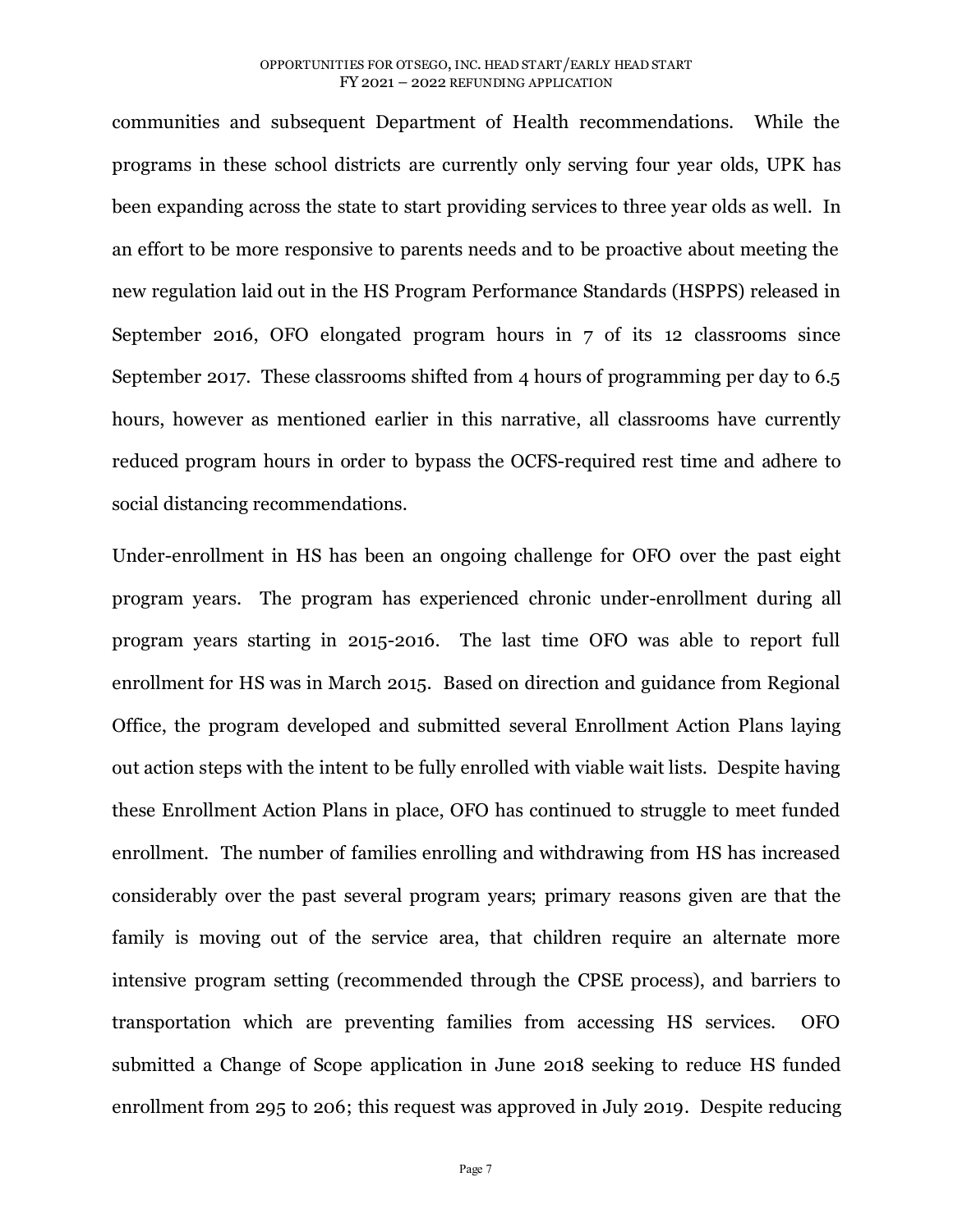communities and subsequent Department of Health recommendations. While the programs in these school districts are currently only serving four year olds, UPK has been expanding across the state to start providing services to three year olds as well. In an effort to be more responsive to parents needs and to be proactive about meeting the new regulation laid out in the HS Program Performance Standards (HSPPS) released in September 2016, OFO elongated program hours in 7 of its 12 classrooms since September 2017. These classrooms shifted from 4 hours of programming per day to 6.5 hours, however as mentioned earlier in this narrative, all classrooms have currently reduced program hours in order to bypass the OCFS-required rest time and adhere to social distancing recommendations.

Under-enrollment in HS has been an ongoing challenge for OFO over the past eight program years. The program has experienced chronic under-enrollment during all program years starting in 2015-2016. The last time OFO was able to report full enrollment for HS was in March 2015. Based on direction and guidance from Regional Office, the program developed and submitted several Enrollment Action Plans laying out action steps with the intent to be fully enrolled with viable wait lists. Despite having these Enrollment Action Plans in place, OFO has continued to struggle to meet funded enrollment. The number of families enrolling and withdrawing from HS has increased considerably over the past several program years; primary reasons given are that the family is moving out of the service area, that children require an alternate more intensive program setting (recommended through the CPSE process), and barriers to transportation which are preventing families from accessing HS services. OFO submitted a Change of Scope application in June 2018 seeking to reduce HS funded enrollment from 295 to 206; this request was approved in July 2019. Despite reducing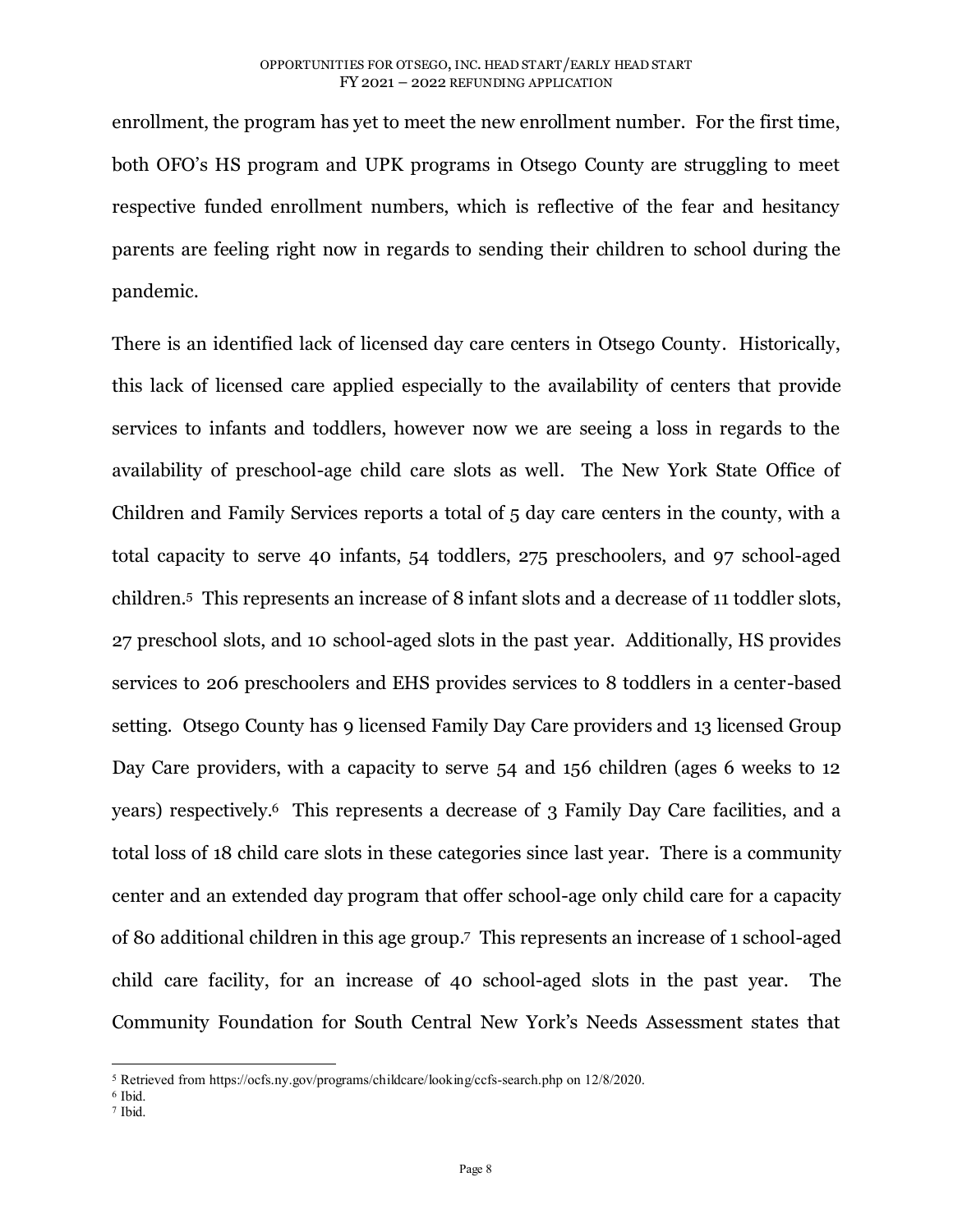enrollment, the program has yet to meet the new enrollment number. For the first time, both OFO's HS program and UPK programs in Otsego County are struggling to meet respective funded enrollment numbers, which is reflective of the fear and hesitancy parents are feeling right now in regards to sending their children to school during the pandemic.

There is an identified lack of licensed day care centers in Otsego County. Historically, this lack of licensed care applied especially to the availability of centers that provide services to infants and toddlers, however now we are seeing a loss in regards to the availability of preschool-age child care slots as well. The New York State Office of Children and Family Services reports a total of 5 day care centers in the county, with a total capacity to serve 40 infants, 54 toddlers, 275 preschoolers, and 97 school-aged children.[5] This represents an increase of 8 infant slots and a decrease of 11 toddler slots, 27 preschool slots, and 10 school-aged slots in the past year. Additionally, HS provides services to 206 preschoolers and EHS provides services to 8 toddlers in a center-based setting. Otsego County has 9 licensed Family Day Care providers and 13 licensed Group Day Care providers, with a capacity to serve 54 and 156 children (ages 6 weeks to 12 years) respectively.[6] This represents a decrease of 3 Family Day Care facilities, and a total loss of 18 child care slots in these categories since last year. There is a community center and an extended day program that offer school-age only child care for a capacity of 80 additional children in this age group.[7] This represents an increase of 1 school-aged child care facility, for an increase of 40 school-aged slots in the past year. The Community Foundation for South Central New York's Needs Assessment states that

---

[5] Retrieved from https://ocfs.ny.gov/programs/childcare/looking/ccfs-search.php on 12/8/2020.

[6] Ibid.

[7] Ibid.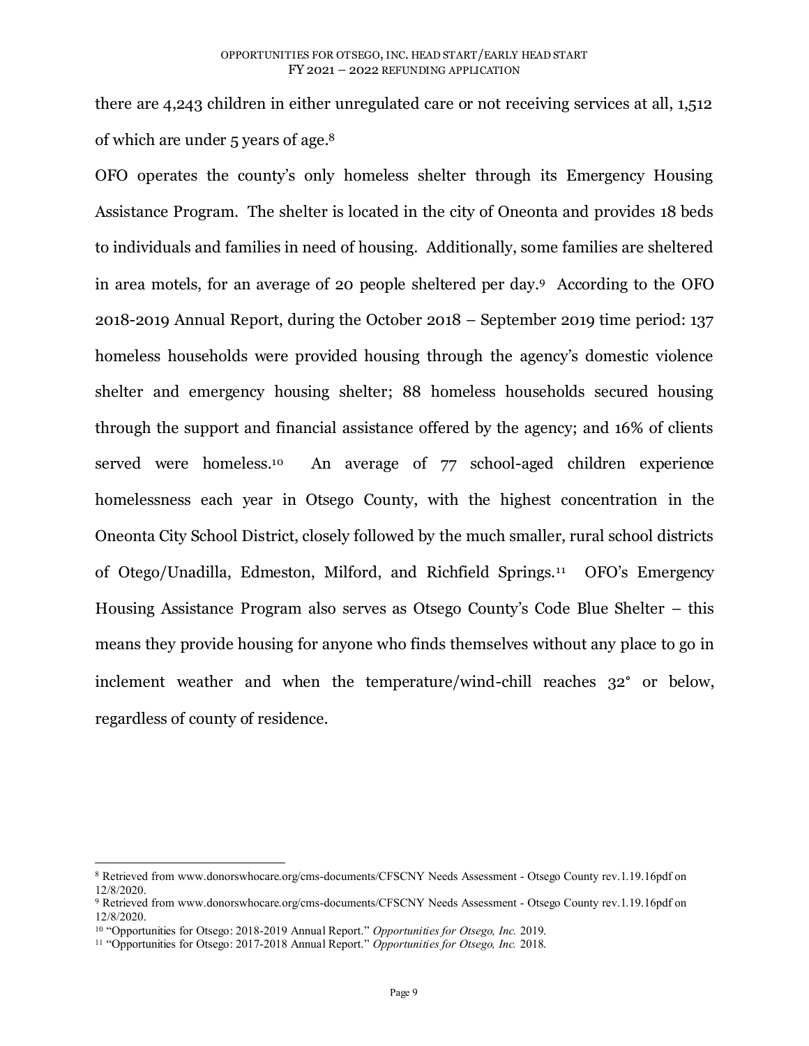there are 4,243 children in either unregulated care or not receiving services at all, 1,512 of which are under 5 years of age.[8]

OFO operates the county's only homeless shelter through its Emergency Housing Assistance Program. The shelter is located in the city of Oneonta and provides 18 beds to individuals and families in need of housing. Additionally, some families are sheltered in area motels, for an average of 20 people sheltered per day.[9] According to the OFO 2018-2019 Annual Report, during the October 2018 – September 2019 time period: 137 homeless households were provided housing through the agency's domestic violence shelter and emergency housing shelter; 88 homeless households secured housing through the support and financial assistance offered by the agency; and 16% of clients served were homeless.[10] An average of 77 school-aged children experience homelessness each year in Otsego County, with the highest concentration in the Oneonta City School District, closely followed by the much smaller, rural school districts of Otego/Unadilla, Edmeston, Milford, and Richfield Springs.[11] OFO's Emergency Housing Assistance Program also serves as Otsego County's Code Blue Shelter – this means they provide housing for anyone who finds themselves without any place to go in inclement weather and when the temperature/wind-chill reaches 32° or below, regardless of county of residence.

---

[8] Retrieved from www.donorswhocare.org/cms-documents/CFSCNY Needs Assessment - Otsego County rev.1.19.16pdf on 12/8/2020.

[9] Retrieved from www.donorswhocare.org/cms-documents/CFSCNY Needs Assessment - Otsego County rev.1.19.16pdf on 12/8/2020.

[10] "Opportunities for Otsego: 2018-2019 Annual Report." *Opportunities for Otsego, Inc.* 2019.

[11] "Opportunities for Otsego: 2017-2018 Annual Report." *Opportunities for Otsego, Inc.* 2018.